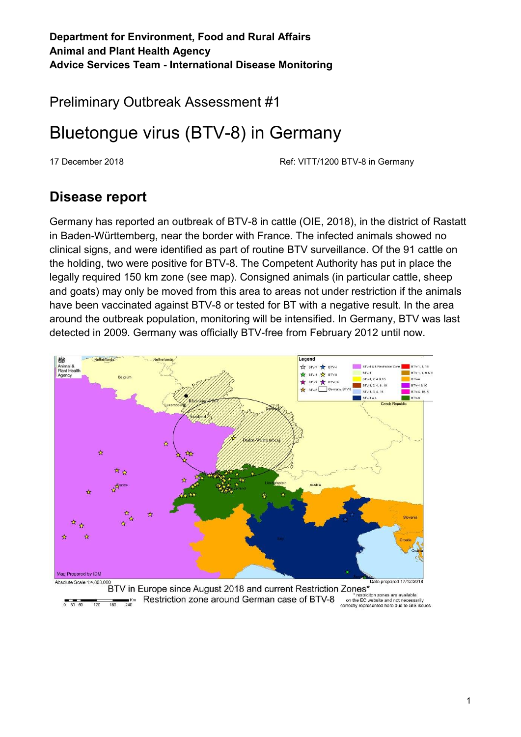**Department for Environment, Food and Rural Affairs**
**Animal and Plant Health Agency**
**Advice Services Team - International Disease Monitoring**

Preliminary Outbreak Assessment #1

# Bluetongue virus (BTV-8) in Germany

17 December 2018 Ref: VITT/1200 BTV-8 in Germany

## Disease report

Germany has reported an outbreak of BTV-8 in cattle (OIE, 2018), in the district of Rastatt in Baden-Württemberg, near the border with France. The infected animals showed no clinical signs, and were identified as part of routine BTV surveillance. Of the 91 cattle on the holding, two were positive for BTV-8. The Competent Authority has put in place the legally required 150 km zone (see map). Consigned animals (in particular cattle, sheep and goats) may only be moved from this area to areas not under restriction if the animals have been vaccinated against BTV-8 or tested for BT with a negative result. In the area around the outbreak population, monitoring will be intensified. In Germany, BTV was last detected in 2009. Germany was officially BTV-free from February 2012 until now.

BTV in Europe since August 2018 and current Restriction Zones*
Restriction zone around German case of BTV-8

\* restriction zones are available on the EC website and not necessarily correctly represented here due to GIS issues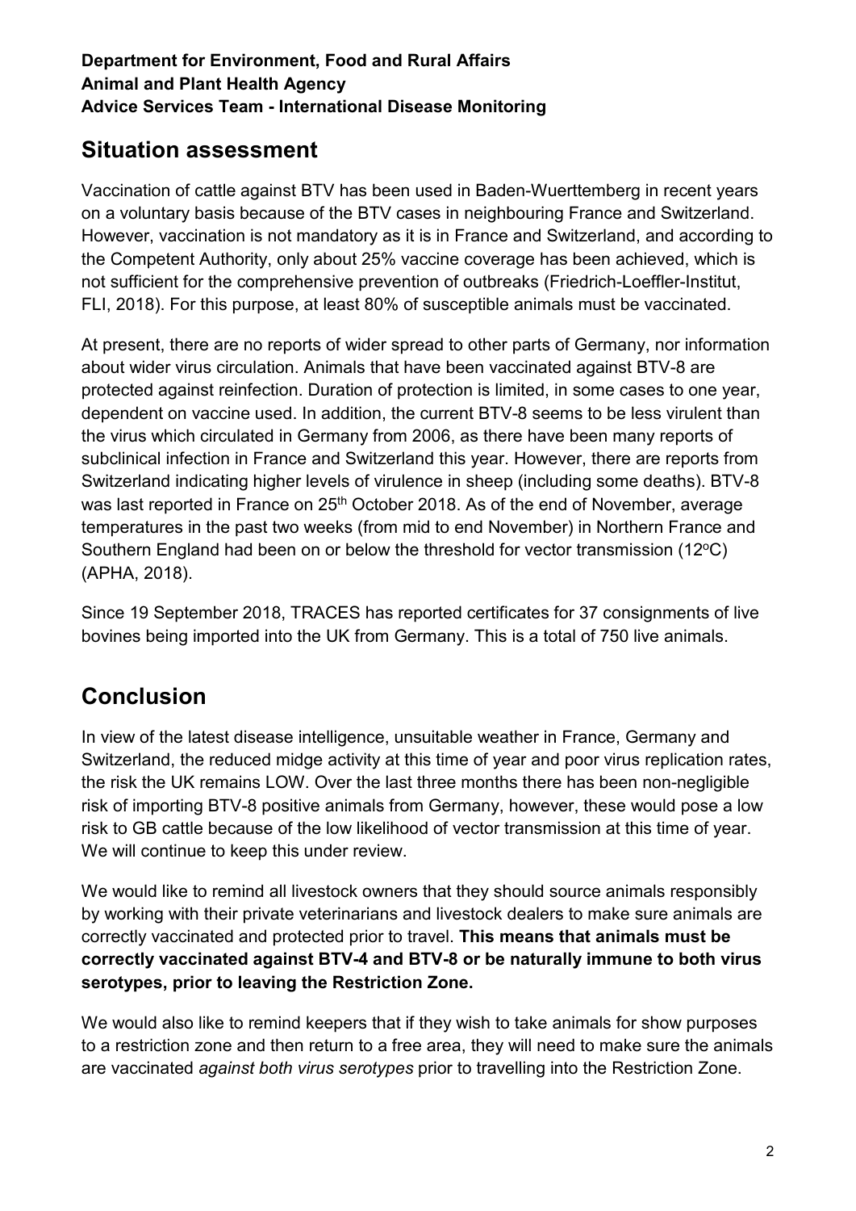**Department for Environment, Food and Rural Affairs**
**Animal and Plant Health Agency**
**Advice Services Team - International Disease Monitoring**

## Situation assessment

Vaccination of cattle against BTV has been used in Baden-Wuerttemberg in recent years on a voluntary basis because of the BTV cases in neighbouring France and Switzerland. However, vaccination is not mandatory as it is in France and Switzerland, and according to the Competent Authority, only about 25% vaccine coverage has been achieved, which is not sufficient for the comprehensive prevention of outbreaks (Friedrich-Loeffler-Institut, FLI, 2018). For this purpose, at least 80% of susceptible animals must be vaccinated.

At present, there are no reports of wider spread to other parts of Germany, nor information about wider virus circulation. Animals that have been vaccinated against BTV-8 are protected against reinfection. Duration of protection is limited, in some cases to one year, dependent on vaccine used. In addition, the current BTV-8 seems to be less virulent than the virus which circulated in Germany from 2006, as there have been many reports of subclinical infection in France and Switzerland this year. However, there are reports from Switzerland indicating higher levels of virulence in sheep (including some deaths). BTV-8 was last reported in France on 25th October 2018. As of the end of November, average temperatures in the past two weeks (from mid to end November) in Northern France and Southern England had been on or below the threshold for vector transmission (12°C) (APHA, 2018).

Since 19 September 2018, TRACES has reported certificates for 37 consignments of live bovines being imported into the UK from Germany. This is a total of 750 live animals.

## Conclusion

In view of the latest disease intelligence, unsuitable weather in France, Germany and Switzerland, the reduced midge activity at this time of year and poor virus replication rates, the risk the UK remains LOW. Over the last three months there has been non-negligible risk of importing BTV-8 positive animals from Germany, however, these would pose a low risk to GB cattle because of the low likelihood of vector transmission at this time of year. We will continue to keep this under review.

We would like to remind all livestock owners that they should source animals responsibly by working with their private veterinarians and livestock dealers to make sure animals are correctly vaccinated and protected prior to travel. **This means that animals must be correctly vaccinated against BTV-4 and BTV-8 or be naturally immune to both virus serotypes, prior to leaving the Restriction Zone.**

We would also like to remind keepers that if they wish to take animals for show purposes to a restriction zone and then return to a free area, they will need to make sure the animals are vaccinated *against both virus serotypes* prior to travelling into the Restriction Zone.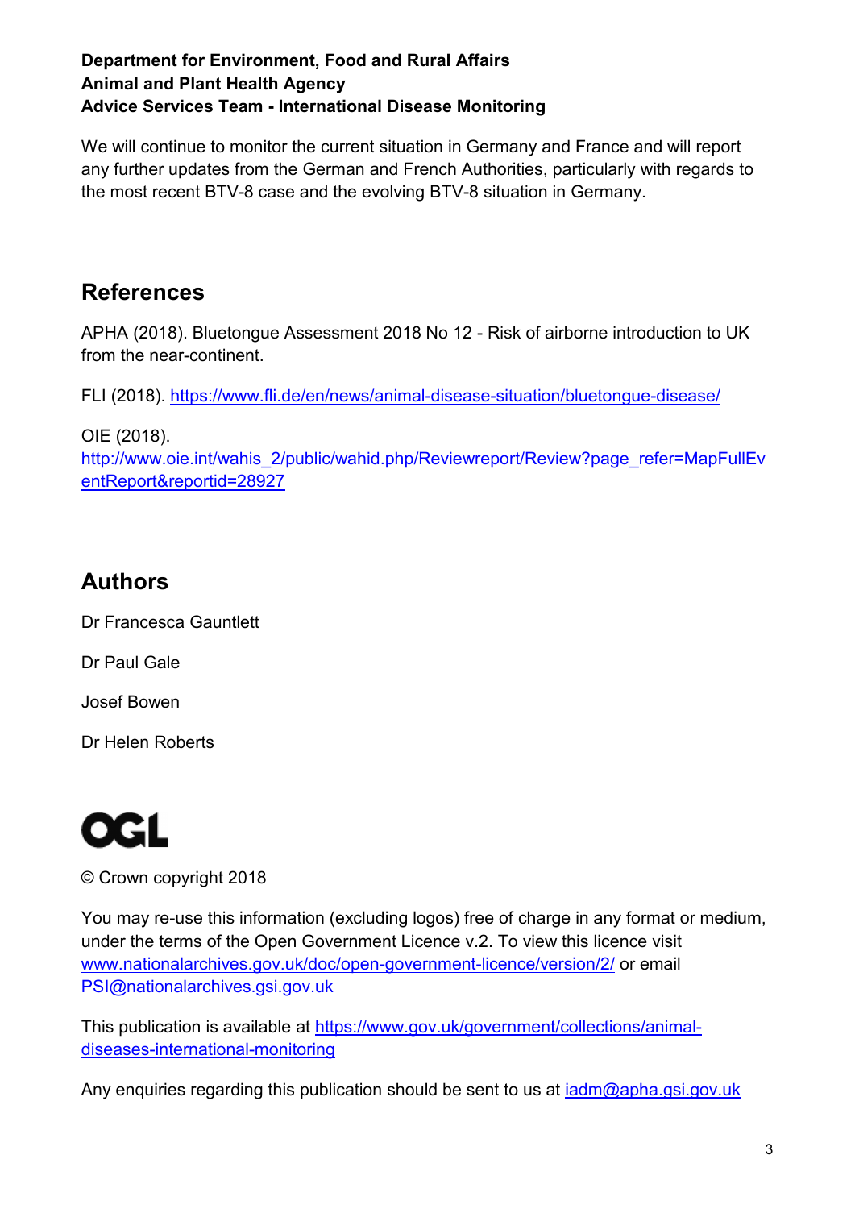**Department for Environment, Food and Rural Affairs**
**Animal and Plant Health Agency**
**Advice Services Team - International Disease Monitoring**

We will continue to monitor the current situation in Germany and France and will report any further updates from the German and French Authorities, particularly with regards to the most recent BTV-8 case and the evolving BTV-8 situation in Germany.

## References

APHA (2018). Bluetongue Assessment 2018 No 12 - Risk of airborne introduction to UK from the near-continent.

FLI (2018). https://www.fli.de/en/news/animal-disease-situation/bluetongue-disease/

OIE (2018). http://www.oie.int/wahis_2/public/wahid.php/Reviewreport/Review?page_refer=MapFullEventReport&reportid=28927

## Authors

Dr Francesca Gauntlett

Dr Paul Gale

Josef Bowen

Dr Helen Roberts

OGL

© Crown copyright 2018

You may re-use this information (excluding logos) free of charge in any format or medium, under the terms of the Open Government Licence v.2. To view this licence visit www.nationalarchives.gov.uk/doc/open-government-licence/version/2/ or email PSI@nationalarchives.gsi.gov.uk

This publication is available at https://www.gov.uk/government/collections/animal-diseases-international-monitoring

Any enquiries regarding this publication should be sent to us at iadm@apha.gsi.gov.uk